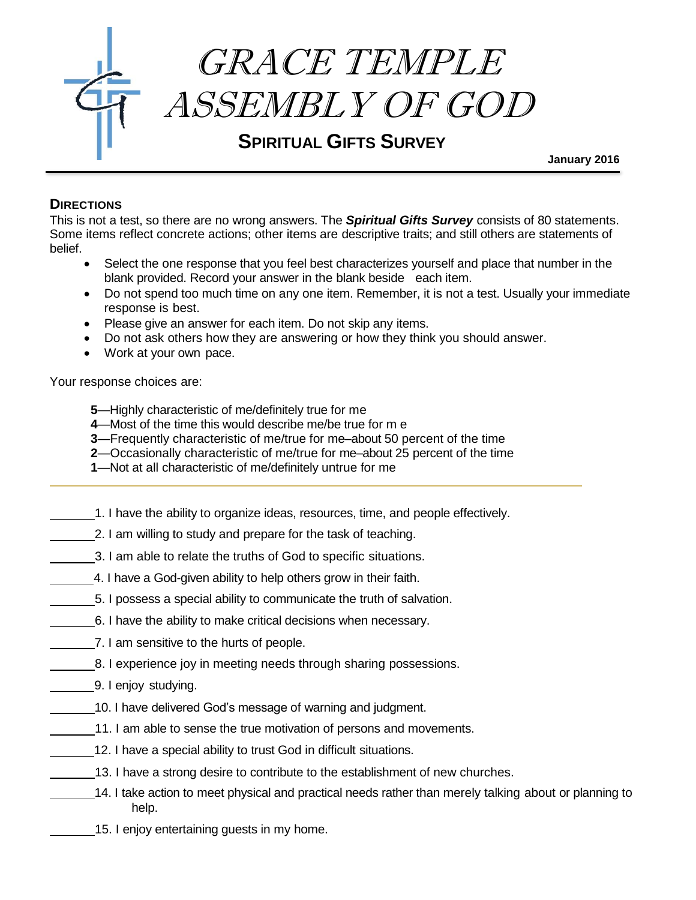# GRACE TEMPLE ASSEMBLY OF GOD

## SPIRITUAL GIFTS SURVEY

**January 2016**

### DIRECTIONS

This is not a test, so there are no wrong answers. The ***Spiritual Gifts Survey*** consists of 80 statements. Some items reflect concrete actions; other items are descriptive traits; and still others are statements of belief.

- Select the one response that you feel best characterizes yourself and place that number in the blank provided. Record your answer in the blank beside each item.
- Do not spend too much time on any one item. Remember, it is not a test. Usually your immediate response is best.
- Please give an answer for each item. Do not skip any items.
- Do not ask others how they are answering or how they think you should answer.
- Work at your own pace.

Your response choices are:

**5**—Highly characteristic of me/definitely true for me
**4**—Most of the time this would describe me/be true for m e
**3**—Frequently characteristic of me/true for me–about 50 percent of the time
**2**—Occasionally characteristic of me/true for me–about 25 percent of the time
**1**—Not at all characteristic of me/definitely untrue for me

\_\_\_\_\_\_\_1. I have the ability to organize ideas, resources, time, and people effectively.

\_\_\_\_\_\_\_2. I am willing to study and prepare for the task of teaching.

\_\_\_\_\_\_\_3. I am able to relate the truths of God to specific situations.

\_\_\_\_\_\_\_4. I have a God-given ability to help others grow in their faith.

\_\_\_\_\_\_\_5. I possess a special ability to communicate the truth of salvation.

\_\_\_\_\_\_\_6. I have the ability to make critical decisions when necessary.

\_\_\_\_\_\_\_7. I am sensitive to the hurts of people.

\_\_\_\_\_\_\_8. I experience joy in meeting needs through sharing possessions.

\_\_\_\_\_\_\_9. I enjoy studying.

\_\_\_\_\_\_\_10. I have delivered God's message of warning and judgment.

\_\_\_\_\_\_\_11. I am able to sense the true motivation of persons and movements.

\_\_\_\_\_\_\_12. I have a special ability to trust God in difficult situations.

\_\_\_\_\_\_\_13. I have a strong desire to contribute to the establishment of new churches.

\_\_\_\_\_\_\_14. I take action to meet physical and practical needs rather than merely talking about or planning to help.

\_\_\_\_\_\_\_15. I enjoy entertaining guests in my home.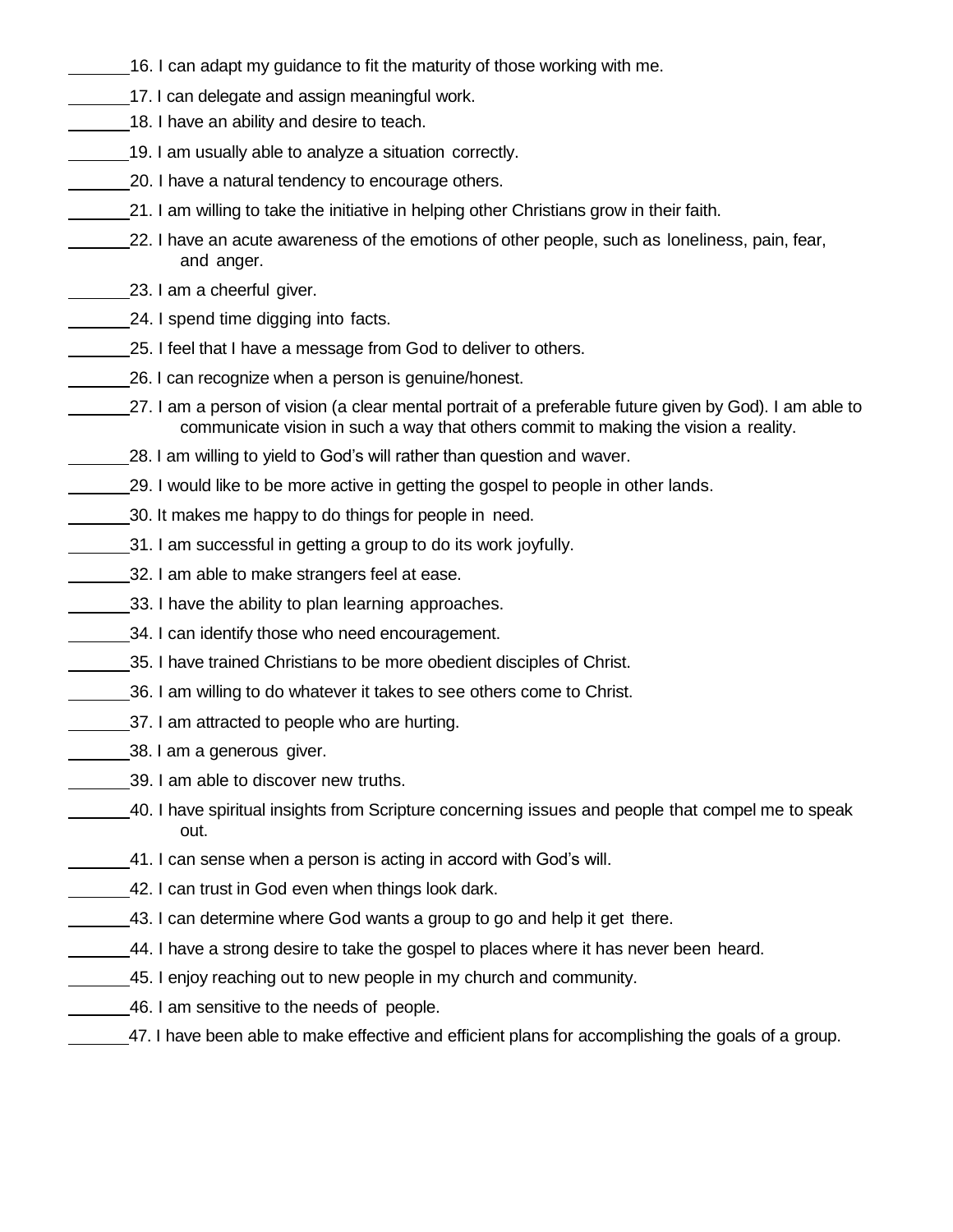_______16. I can adapt my guidance to fit the maturity of those working with me.

_______17. I can delegate and assign meaningful work.

_______18. I have an ability and desire to teach.

_______19. I am usually able to analyze a situation correctly.

_______20. I have a natural tendency to encourage others.

_______21. I am willing to take the initiative in helping other Christians grow in their faith.

_______22. I have an acute awareness of the emotions of other people, such as loneliness, pain, fear, and anger.

_______23. I am a cheerful giver.

_______24. I spend time digging into facts.

_______25. I feel that I have a message from God to deliver to others.

_______26. I can recognize when a person is genuine/honest.

_______27. I am a person of vision (a clear mental portrait of a preferable future given by God). I am able to communicate vision in such a way that others commit to making the vision a reality.

_______28. I am willing to yield to God's will rather than question and waver.

_______29. I would like to be more active in getting the gospel to people in other lands.

_______30. It makes me happy to do things for people in need.

_______31. I am successful in getting a group to do its work joyfully.

_______32. I am able to make strangers feel at ease.

_______33. I have the ability to plan learning approaches.

_______34. I can identify those who need encouragement.

_______35. I have trained Christians to be more obedient disciples of Christ.

_______36. I am willing to do whatever it takes to see others come to Christ.

_______37. I am attracted to people who are hurting.

_______38. I am a generous giver.

_______39. I am able to discover new truths.

_______40. I have spiritual insights from Scripture concerning issues and people that compel me to speak out.

_______41. I can sense when a person is acting in accord with God's will.

_______42. I can trust in God even when things look dark.

_______43. I can determine where God wants a group to go and help it get there.

_______44. I have a strong desire to take the gospel to places where it has never been heard.

_______45. I enjoy reaching out to new people in my church and community.

_______46. I am sensitive to the needs of people.

_______47. I have been able to make effective and efficient plans for accomplishing the goals of a group.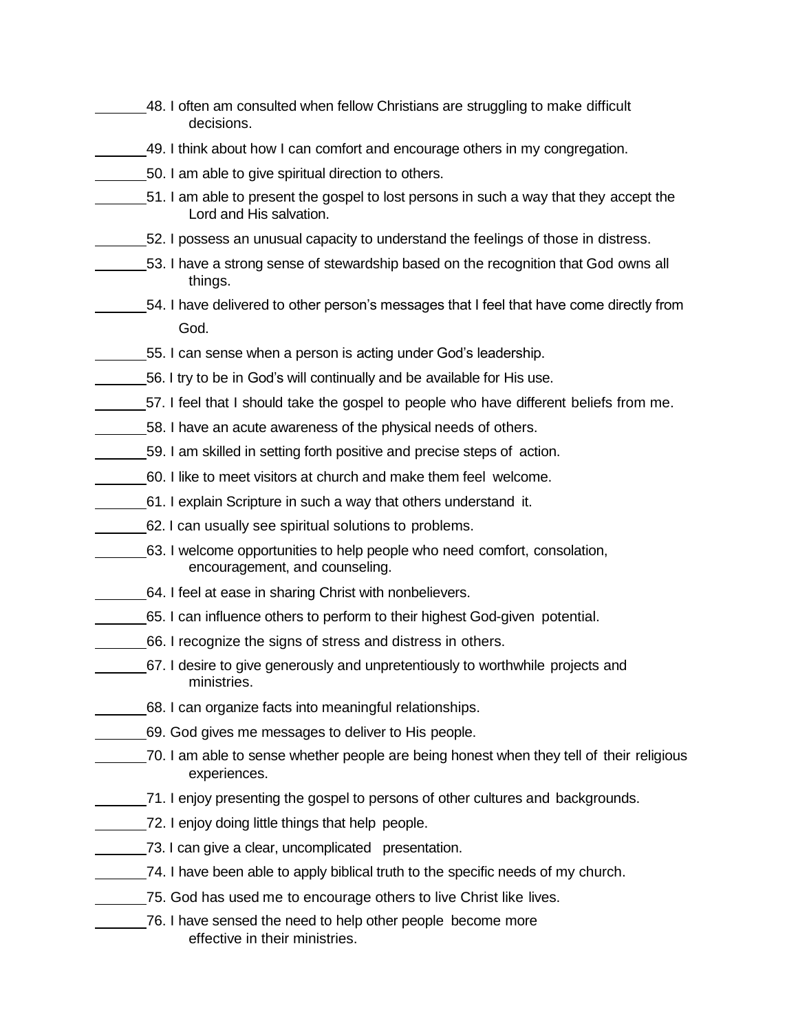_______48. I often am consulted when fellow Christians are struggling to make difficult decisions.

_______49. I think about how I can comfort and encourage others in my congregation.

_______50. I am able to give spiritual direction to others.

_______51. I am able to present the gospel to lost persons in such a way that they accept the Lord and His salvation.

_______52. I possess an unusual capacity to understand the feelings of those in distress.

_______53. I have a strong sense of stewardship based on the recognition that God owns all things.

_______54. I have delivered to other person’s messages that I feel that have come directly from God.

_______55. I can sense when a person is acting under God’s leadership.

_______56. I try to be in God’s will continually and be available for His use.

_______57. I feel that I should take the gospel to people who have different beliefs from me.

_______58. I have an acute awareness of the physical needs of others.

_______59. I am skilled in setting forth positive and precise steps of action.

_______60. I like to meet visitors at church and make them feel welcome.

_______61. I explain Scripture in such a way that others understand it.

_______62. I can usually see spiritual solutions to problems.

_______63. I welcome opportunities to help people who need comfort, consolation, encouragement, and counseling.

_______64. I feel at ease in sharing Christ with nonbelievers.

_______65. I can influence others to perform to their highest God-given potential.

_______66. I recognize the signs of stress and distress in others.

_______67. I desire to give generously and unpretentiously to worthwhile projects and ministries.

_______68. I can organize facts into meaningful relationships.

_______69. God gives me messages to deliver to His people.

_______70. I am able to sense whether people are being honest when they tell of their religious experiences.

_______71. I enjoy presenting the gospel to persons of other cultures and backgrounds.

_______72. I enjoy doing little things that help people.

_______73. I can give a clear, uncomplicated presentation.

_______74. I have been able to apply biblical truth to the specific needs of my church.

_______75. God has used me to encourage others to live Christ like lives.

_______76. I have sensed the need to help other people become more effective in their ministries.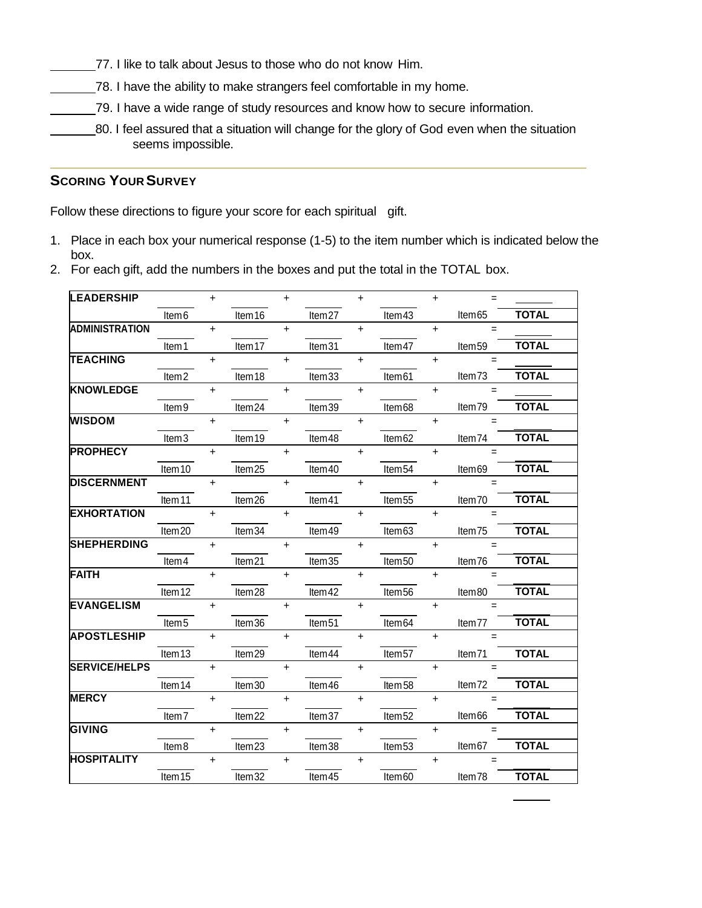_______77. I like to talk about Jesus to those who do not know Him.

_______78. I have the ability to make strangers feel comfortable in my home.

_______79. I have a wide range of study resources and know how to secure information.

_______80. I feel assured that a situation will change for the glory of God even when the situation seems impossible.

---

## SCORING YOUR SURVEY

Follow these directions to figure your score for each spiritual gift.

1. Place in each box your numerical response (1-5) to the item number which is indicated below the box.
2. For each gift, add the numbers in the boxes and put the total in the TOTAL box.

| Gift | | | | | | | | | | | |
|---|---|---|---|---|---|---|---|---|---|---|---|
| **LEADERSHIP** | Item 6 | + | Item 16 | + | Item 27 | + | Item 43 | + | Item 65 | = | **TOTAL** |
| **ADMINISTRATION** | Item 1 | + | Item 17 | + | Item 31 | + | Item 47 | + | Item 59 | = | **TOTAL** |
| **TEACHING** | Item 2 | + | Item 18 | + | Item 33 | + | Item 61 | + | Item 73 | = | **TOTAL** |
| **KNOWLEDGE** | Item 9 | + | Item 24 | + | Item 39 | + | Item 68 | + | Item 79 | = | **TOTAL** |
| **WISDOM** | Item 3 | + | Item 19 | + | Item 48 | + | Item 62 | + | Item 74 | = | **TOTAL** |
| **PROPHECY** | Item 10 | + | Item 25 | + | Item 40 | + | Item 54 | + | Item 69 | = | **TOTAL** |
| **DISCERNMENT** | Item 11 | + | Item 26 | + | Item 41 | + | Item 55 | + | Item 70 | = | **TOTAL** |
| **EXHORTATION** | Item 20 | + | Item 34 | + | Item 49 | + | Item 63 | + | Item 75 | = | **TOTAL** |
| **SHEPHERDING** | Item 4 | + | Item 21 | + | Item 35 | + | Item 50 | + | Item 76 | = | **TOTAL** |
| **FAITH** | Item 12 | + | Item 28 | + | Item 42 | + | Item 56 | + | Item 80 | = | **TOTAL** |
| **EVANGELISM** | Item 5 | + | Item 36 | + | Item 51 | + | Item 64 | + | Item 77 | = | **TOTAL** |
| **APOSTLESHIP** | Item 13 | + | Item 29 | + | Item 44 | + | Item 57 | + | Item 71 | = | **TOTAL** |
| **SERVICE/HELPS** | Item 14 | + | Item 30 | + | Item 46 | + | Item 58 | + | Item 72 | = | **TOTAL** |
| **MERCY** | Item 7 | + | Item 22 | + | Item 37 | + | Item 52 | + | Item 66 | = | **TOTAL** |
| **GIVING** | Item 8 | + | Item 23 | + | Item 38 | + | Item 53 | + | Item 67 | = | **TOTAL** |
| **HOSPITALITY** | Item 15 | + | Item 32 | + | Item 45 | + | Item 60 | + | Item 78 | = | **TOTAL** |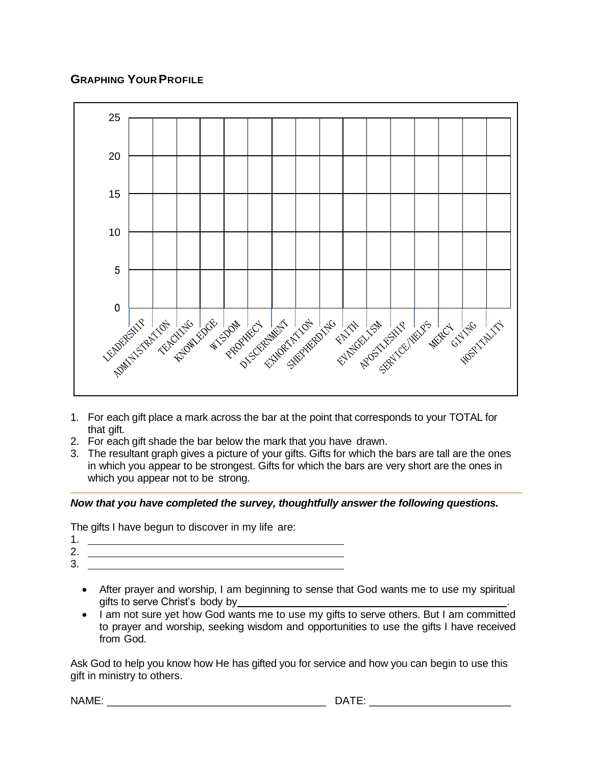## GRAPHING YOUR PROFILE

25
20
15
10
5
0

LEADERSHIP
ADMINISTRATION
TEACHING
KNOWLEDGE
WISDOM
PROPHECY
DISCERNMENT
EXHORTATION
SHEPHERDING
FAITH
EVANGELISM
APOSTLESHIP
SERVICE/HELPS
MERCY
GIVING
HOSPITALITY

1. For each gift place a mark across the bar at the point that corresponds to your TOTAL for that gift.
2. For each gift shade the bar below the mark that you have drawn.
3. The resultant graph gives a picture of your gifts. Gifts for which the bars are tall are the ones in which you appear to be strongest. Gifts for which the bars are very short are the ones in which you appear not to be strong.

***Now that you have completed the survey, thoughtfully answer the following questions.***

The gifts I have begun to discover in my life are:

1. ______________________________________________
2. ______________________________________________
3. ______________________________________________

- After prayer and worship, I am beginning to sense that God wants me to use my spiritual gifts to serve Christ's body by______________________________________________.
- I am not sure yet how God wants me to use my gifts to serve others. But I am committed to prayer and worship, seeking wisdom and opportunities to use the gifts I have received from God.

Ask God to help you know how He has gifted you for service and how you can begin to use this gift in ministry to others.

NAME: ______________________________________ DATE: ________________________